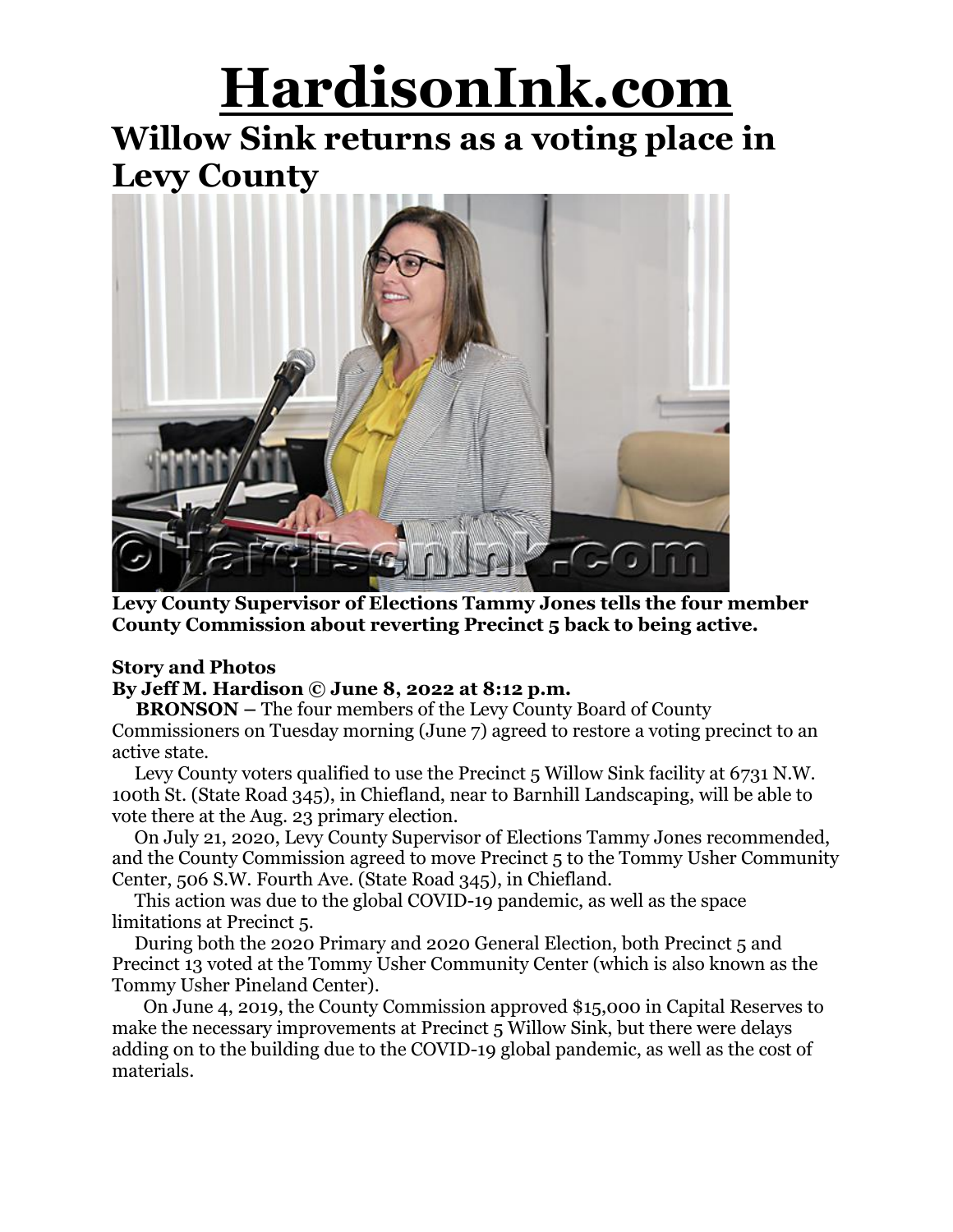# HardisonInk.com

## Willow Sink returns as a voting place in Levy County

**Levy County Supervisor of Elections Tammy Jones tells the four member County Commission about reverting Precinct 5 back to being active.**

**Story and Photos**
**By Jeff M. Hardison © June 8, 2022 at 8:12 p.m.**

**BRONSON –** The four members of the Levy County Board of County Commissioners on Tuesday morning (June 7) agreed to restore a voting precinct to an active state.

Levy County voters qualified to use the Precinct 5 Willow Sink facility at 6731 N.W. 100th St. (State Road 345), in Chiefland, near to Barnhill Landscaping, will be able to vote there at the Aug. 23 primary election.

On July 21, 2020, Levy County Supervisor of Elections Tammy Jones recommended, and the County Commission agreed to move Precinct 5 to the Tommy Usher Community Center, 506 S.W. Fourth Ave. (State Road 345), in Chiefland.

This action was due to the global COVID-19 pandemic, as well as the space limitations at Precinct 5.

During both the 2020 Primary and 2020 General Election, both Precinct 5 and Precinct 13 voted at the Tommy Usher Community Center (which is also known as the Tommy Usher Pineland Center).

On June 4, 2019, the County Commission approved $15,000 in Capital Reserves to make the necessary improvements at Precinct 5 Willow Sink, but there were delays adding on to the building due to the COVID-19 global pandemic, as well as the cost of materials.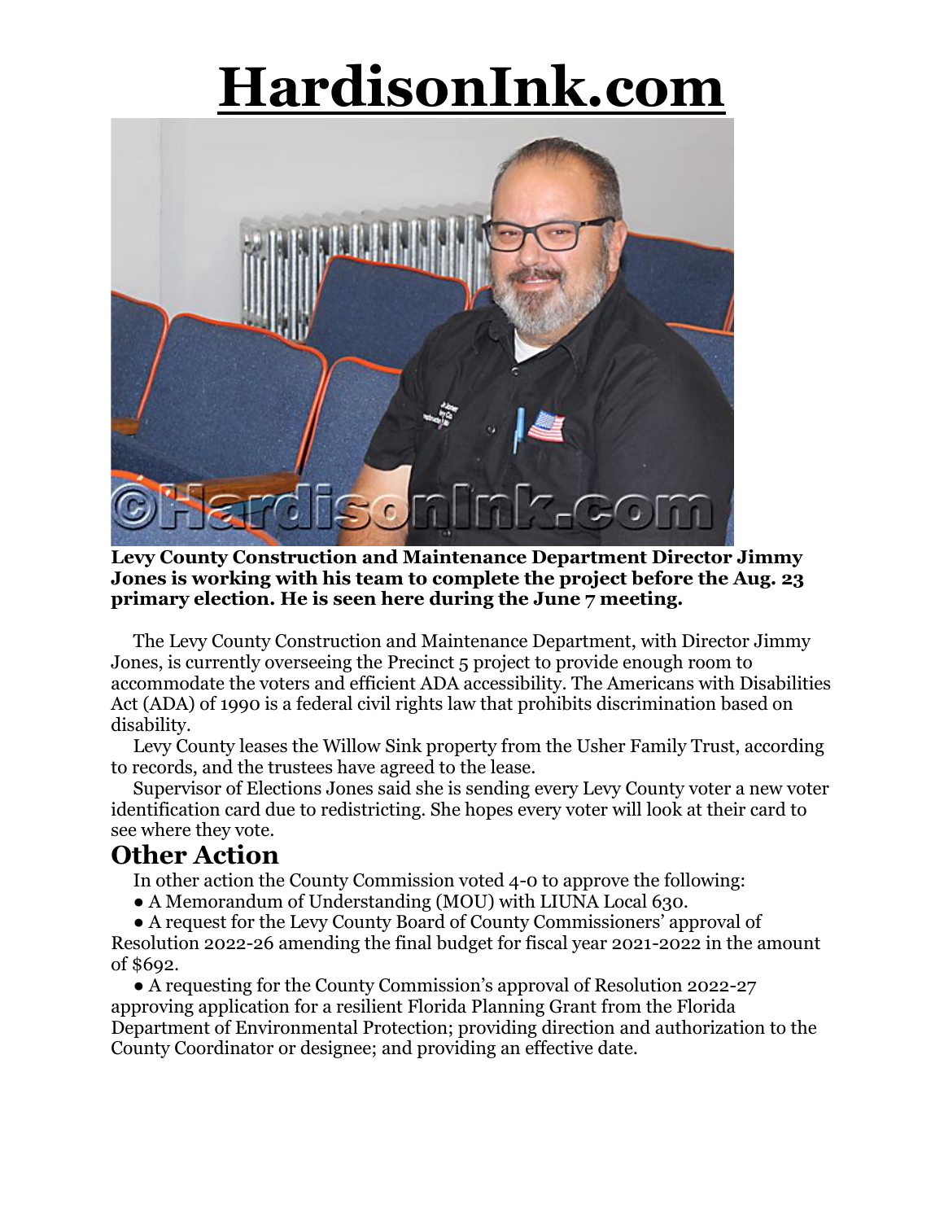# HardisonInk.com

**Levy County Construction and Maintenance Department Director Jimmy Jones is working with his team to complete the project before the Aug. 23 primary election. He is seen here during the June 7 meeting.**

The Levy County Construction and Maintenance Department, with Director Jimmy Jones, is currently overseeing the Precinct 5 project to provide enough room to accommodate the voters and efficient ADA accessibility. The Americans with Disabilities Act (ADA) of 1990 is a federal civil rights law that prohibits discrimination based on disability.

Levy County leases the Willow Sink property from the Usher Family Trust, according to records, and the trustees have agreed to the lease.

Supervisor of Elections Jones said she is sending every Levy County voter a new voter identification card due to redistricting. She hopes every voter will look at their card to see where they vote.

## Other Action

In other action the County Commission voted 4-0 to approve the following:

● A Memorandum of Understanding (MOU) with LIUNA Local 630.

● A request for the Levy County Board of County Commissioners' approval of Resolution 2022-26 amending the final budget for fiscal year 2021-2022 in the amount of $692.

● A requesting for the County Commission's approval of Resolution 2022-27 approving application for a resilient Florida Planning Grant from the Florida Department of Environmental Protection; providing direction and authorization to the County Coordinator or designee; and providing an effective date.